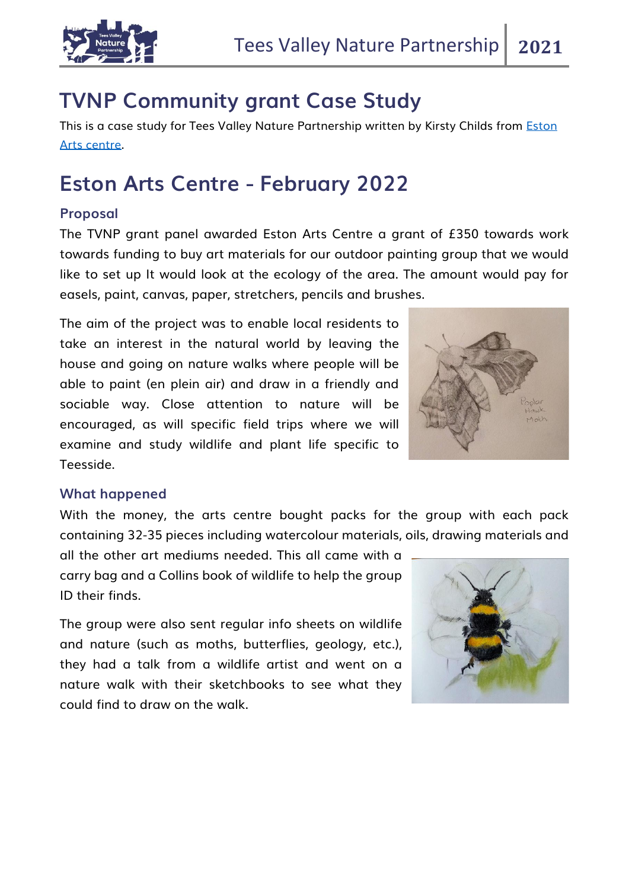# TVNP Community grant Case Study

This is a case study for Tees Valley Nature Partnership written by Kirsty Childs from Eston Arts centre.

# Eston Arts Centre - February 2022

## Proposal

The TVNP grant panel awarded Eston Arts Centre a grant of £350 towards work towards funding to buy art materials for our outdoor painting group that we would like to set up It would look at the ecology of the area. The amount would pay for easels, paint, canvas, paper, stretchers, pencils and brushes.

The aim of the project was to enable local residents to take an interest in the natural world by leaving the house and going on nature walks where people will be able to paint (en plein air) and draw in a friendly and sociable way. Close attention to nature will be encouraged, as will specific field trips where we will examine and study wildlife and plant life specific to Teesside.

## What happened

With the money, the arts centre bought packs for the group with each pack containing 32-35 pieces including watercolour materials, oils, drawing materials and all the other art mediums needed. This all came with a carry bag and a Collins book of wildlife to help the group ID their finds.

The group were also sent regular info sheets on wildlife and nature (such as moths, butterflies, geology, etc.), they had a talk from a wildlife artist and went on a nature walk with their sketchbooks to see what they could find to draw on the walk.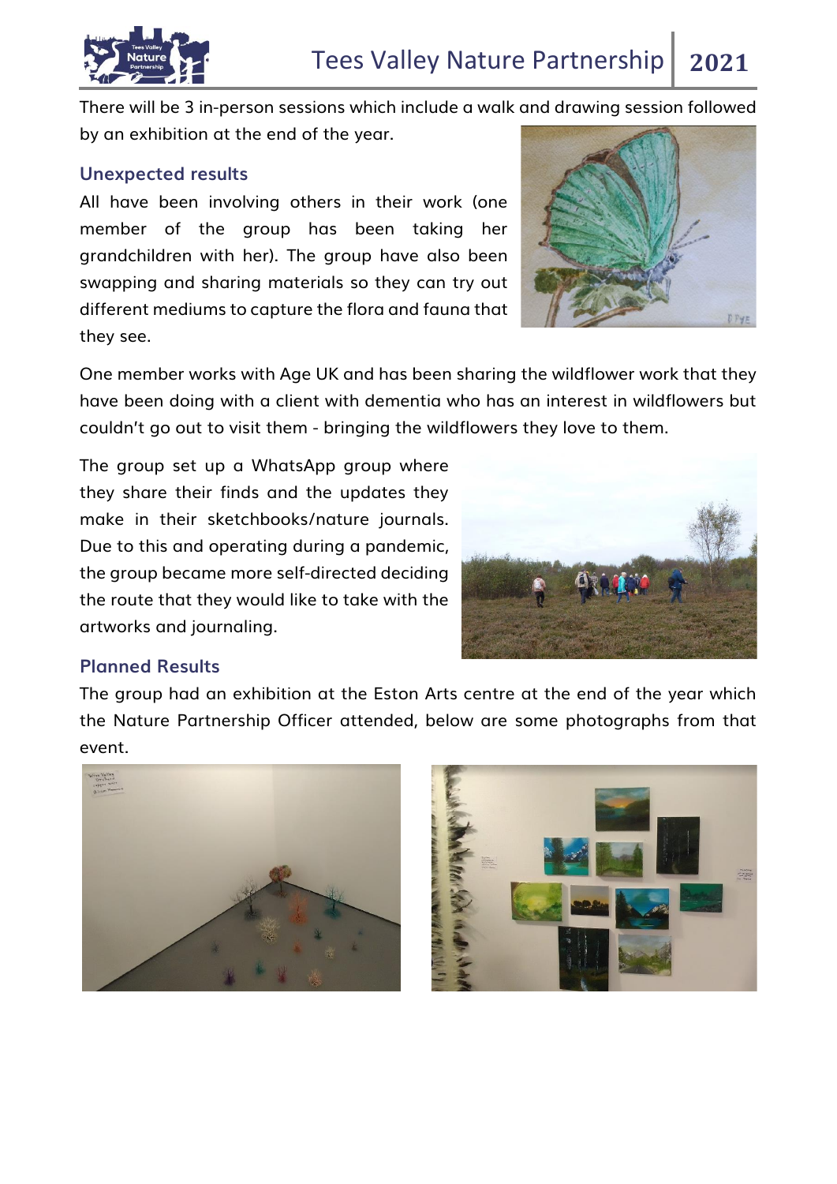There will be 3 in-person sessions which include a walk and drawing session followed by an exhibition at the end of the year.

### Unexpected results

All have been involving others in their work (one member of the group has been taking her grandchildren with her). The group have also been swapping and sharing materials so they can try out different mediums to capture the flora and fauna that they see.

One member works with Age UK and has been sharing the wildflower work that they have been doing with a client with dementia who has an interest in wildflowers but couldn't go out to visit them - bringing the wildflowers they love to them.

The group set up a WhatsApp group where they share their finds and the updates they make in their sketchbooks/nature journals. Due to this and operating during a pandemic, the group became more self-directed deciding the route that they would like to take with the artworks and journaling.

### Planned Results

The group had an exhibition at the Eston Arts centre at the end of the year which the Nature Partnership Officer attended, below are some photographs from that event.